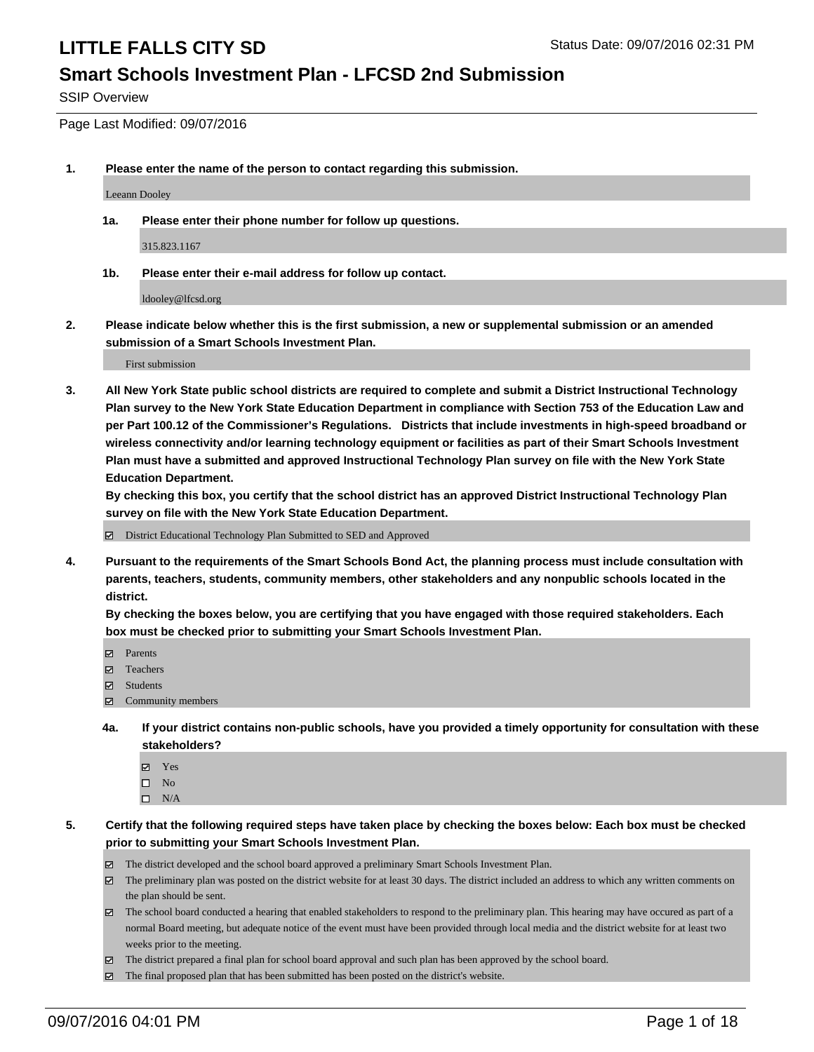# LITTLE FALLS CITY SD

Status Date: 09/07/2016 02:31 PM

## Smart Schools Investment Plan - LFCSD 2nd Submission

SSIP Overview

Page Last Modified: 09/07/2016

1. **Please enter the name of the person to contact regarding this submission.**

   Leeann Dooley

   1a. **Please enter their phone number for follow up questions.**

   315.823.1167

   1b. **Please enter their e-mail address for follow up contact.**

   ldooley@lfcsd.org

2. **Please indicate below whether this is the first submission, a new or supplemental submission or an amended submission of a Smart Schools Investment Plan.**

   First submission

3. **All New York State public school districts are required to complete and submit a District Instructional Technology Plan survey to the New York State Education Department in compliance with Section 753 of the Education Law and per Part 100.12 of the Commissioner's Regulations. Districts that include investments in high-speed broadband or wireless connectivity and/or learning technology equipment or facilities as part of their Smart Schools Investment Plan must have a submitted and approved Instructional Technology Plan survey on file with the New York State Education Department.**
   **By checking this box, you certify that the school district has an approved District Instructional Technology Plan survey on file with the New York State Education Department.**

   - [x] District Educational Technology Plan Submitted to SED and Approved

4. **Pursuant to the requirements of the Smart Schools Bond Act, the planning process must include consultation with parents, teachers, students, community members, other stakeholders and any nonpublic schools located in the district.**
   **By checking the boxes below, you are certifying that you have engaged with those required stakeholders. Each box must be checked prior to submitting your Smart Schools Investment Plan.**

   - [x] Parents
   - [x] Teachers
   - [x] Students
   - [x] Community members

   4a. **If your district contains non-public schools, have you provided a timely opportunity for consultation with these stakeholders?**

   - [x] Yes
   - [ ] No
   - [ ] N/A

5. **Certify that the following required steps have taken place by checking the boxes below: Each box must be checked prior to submitting your Smart Schools Investment Plan.**

   - [x] The district developed and the school board approved a preliminary Smart Schools Investment Plan.
   - [x] The preliminary plan was posted on the district website for at least 30 days. The district included an address to which any written comments on the plan should be sent.
   - [x] The school board conducted a hearing that enabled stakeholders to respond to the preliminary plan. This hearing may have occured as part of a normal Board meeting, but adequate notice of the event must have been provided through local media and the district website for at least two weeks prior to the meeting.
   - [x] The district prepared a final plan for school board approval and such plan has been approved by the school board.
   - [x] The final proposed plan that has been submitted has been posted on the district's website.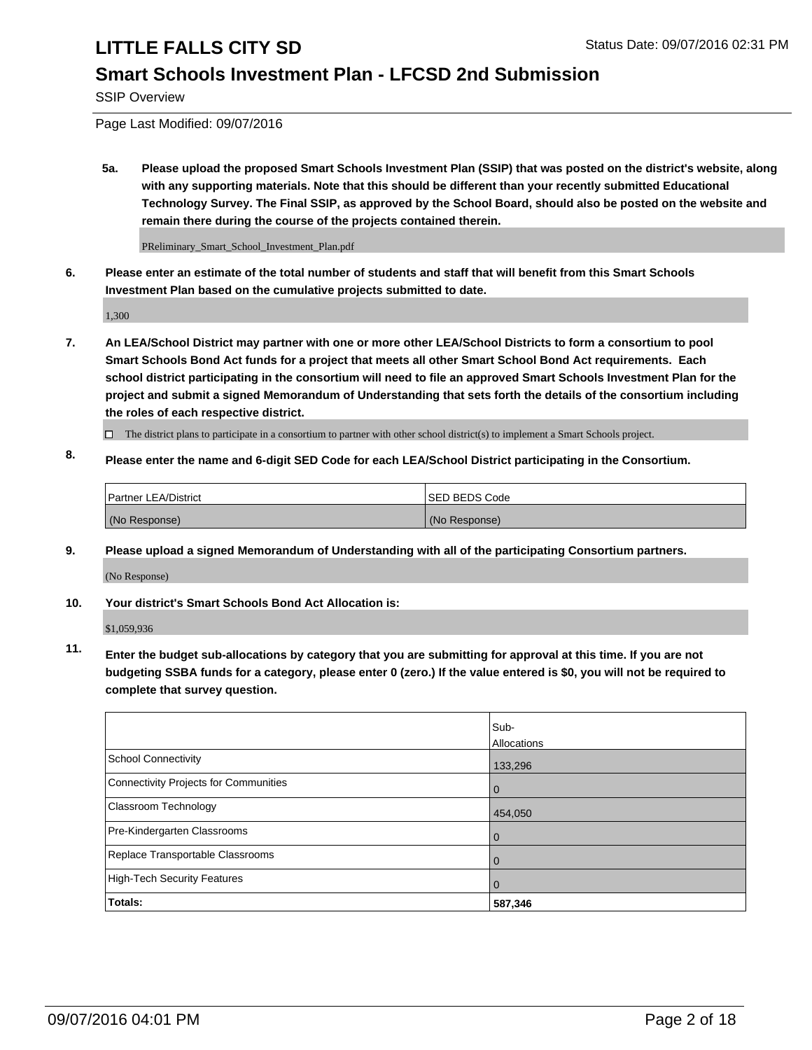# LITTLE FALLS CITY SD

## Smart Schools Investment Plan - LFCSD 2nd Submission

SSIP Overview

Page Last Modified: 09/07/2016

**5a. Please upload the proposed Smart Schools Investment Plan (SSIP) that was posted on the district's website, along with any supporting materials. Note that this should be different than your recently submitted Educational Technology Survey. The Final SSIP, as approved by the School Board, should also be posted on the website and remain there during the course of the projects contained therein.**

PReliminary_Smart_School_Investment_Plan.pdf

**6. Please enter an estimate of the total number of students and staff that will benefit from this Smart Schools Investment Plan based on the cumulative projects submitted to date.**

1,300

**7. An LEA/School District may partner with one or more other LEA/School Districts to form a consortium to pool Smart Schools Bond Act funds for a project that meets all other Smart School Bond Act requirements. Each school district participating in the consortium will need to file an approved Smart Schools Investment Plan for the project and submit a signed Memorandum of Understanding that sets forth the details of the consortium including the roles of each respective district.**

☐ The district plans to participate in a consortium to partner with other school district(s) to implement a Smart Schools project.

**8. Please enter the name and 6-digit SED Code for each LEA/School District participating in the Consortium.**

| Partner LEA/District | SED BEDS Code |
|---|---|
| (No Response) | (No Response) |

**9. Please upload a signed Memorandum of Understanding with all of the participating Consortium partners.**

(No Response)

**10. Your district's Smart Schools Bond Act Allocation is:**

$1,059,936

**11. Enter the budget sub-allocations by category that you are submitting for approval at this time. If you are not budgeting SSBA funds for a category, please enter 0 (zero.) If the value entered is $0, you will not be required to complete that survey question.**

| | Sub-Allocations |
|---|---|
| School Connectivity | 133,296 |
| Connectivity Projects for Communities | 0 |
| Classroom Technology | 454,050 |
| Pre-Kindergarten Classrooms | 0 |
| Replace Transportable Classrooms | 0 |
| High-Tech Security Features | 0 |
| **Totals:** | **587,346** |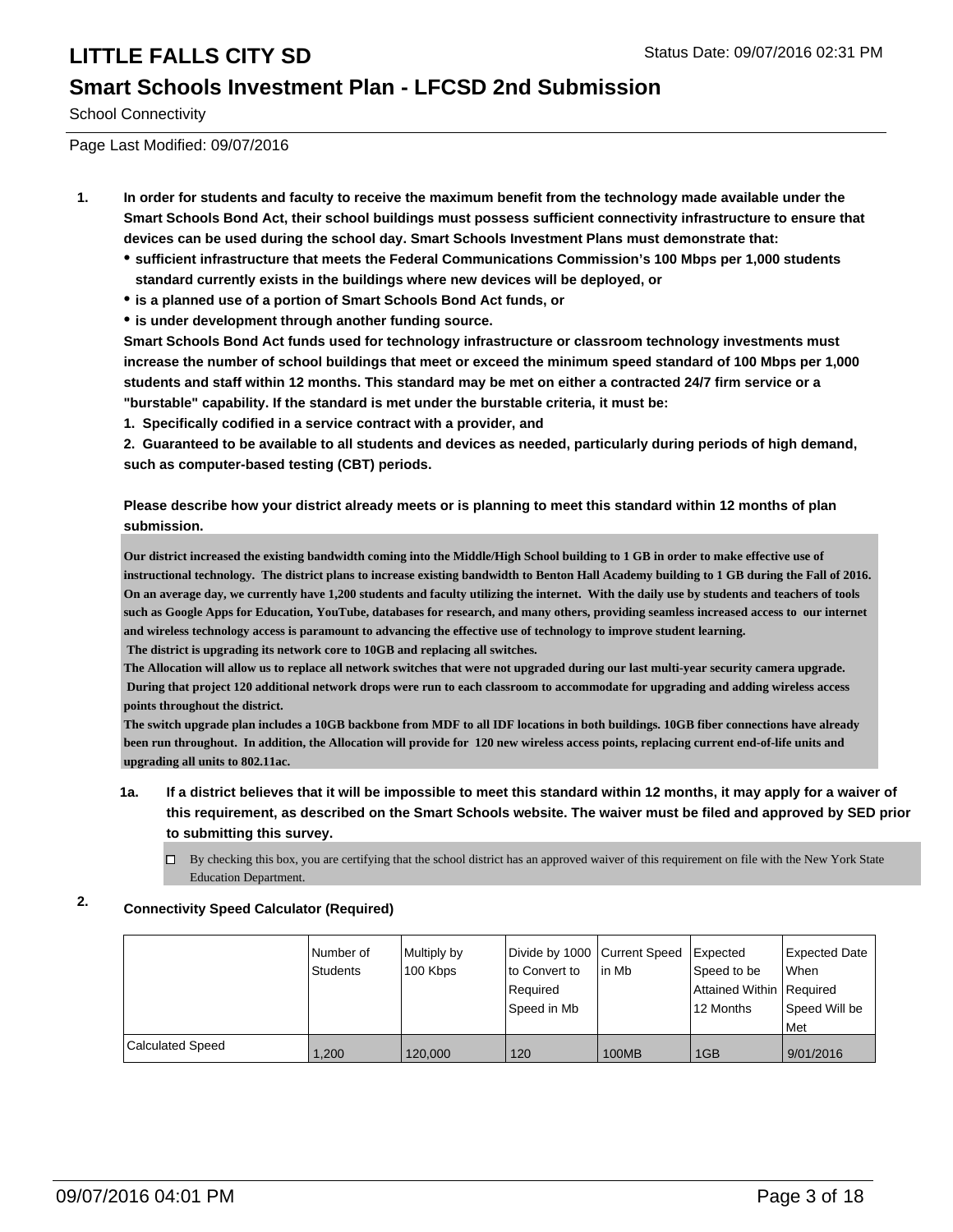# LITTLE FALLS CITY SD

Status Date: 09/07/2016 02:31 PM

## Smart Schools Investment Plan - LFCSD 2nd Submission

School Connectivity

Page Last Modified: 09/07/2016

**1. In order for students and faculty to receive the maximum benefit from the technology made available under the Smart Schools Bond Act, their school buildings must possess sufficient connectivity infrastructure to ensure that devices can be used during the school day. Smart Schools Investment Plans must demonstrate that:**

- **sufficient infrastructure that meets the Federal Communications Commission's 100 Mbps per 1,000 students standard currently exists in the buildings where new devices will be deployed, or**
- **is a planned use of a portion of Smart Schools Bond Act funds, or**
- **is under development through another funding source.**

**Smart Schools Bond Act funds used for technology infrastructure or classroom technology investments must increase the number of school buildings that meet or exceed the minimum speed standard of 100 Mbps per 1,000 students and staff within 12 months. This standard may be met on either a contracted 24/7 firm service or a "burstable" capability. If the standard is met under the burstable criteria, it must be:**

**1. Specifically codified in a service contract with a provider, and**

**2. Guaranteed to be available to all students and devices as needed, particularly during periods of high demand, such as computer-based testing (CBT) periods.**

**Please describe how your district already meets or is planning to meet this standard within 12 months of plan submission.**

Our district increased the existing bandwidth coming into the Middle/High School building to 1 GB in order to make effective use of instructional technology. The district plans to increase existing bandwidth to Benton Hall Academy building to 1 GB during the Fall of 2016. On an average day, we currently have 1,200 students and faculty utilizing the internet. With the daily use by students and teachers of tools such as Google Apps for Education, YouTube, databases for research, and many others, providing seamless increased access to our internet and wireless technology access is paramount to advancing the effective use of technology to improve student learning.
The district is upgrading its network core to 10GB and replacing all switches.
The Allocation will allow us to replace all network switches that were not upgraded during our last multi-year security camera upgrade. During that project 120 additional network drops were run to each classroom to accommodate for upgrading and adding wireless access points throughout the district.
The switch upgrade plan includes a 10GB backbone from MDF to all IDF locations in both buildings. 10GB fiber connections have already been run throughout. In addition, the Allocation will provide for 120 new wireless access points, replacing current end-of-life units and upgrading all units to 802.11ac.

**1a. If a district believes that it will be impossible to meet this standard within 12 months, it may apply for a waiver of this requirement, as described on the Smart Schools website. The waiver must be filed and approved by SED prior to submitting this survey.**

☐ By checking this box, you are certifying that the school district has an approved waiver of this requirement on file with the New York State Education Department.

**2. Connectivity Speed Calculator (Required)**

| | Number of Students | Multiply by 100 Kbps | Divide by 1000 to Convert to Required Speed in Mb | Current Speed in Mb | Expected Speed to be Attained Within 12 Months | Expected Date When Required Speed Will be Met |
|---|---|---|---|---|---|---|
| Calculated Speed | 1,200 | 120,000 | 120 | 100MB | 1GB | 9/01/2016 |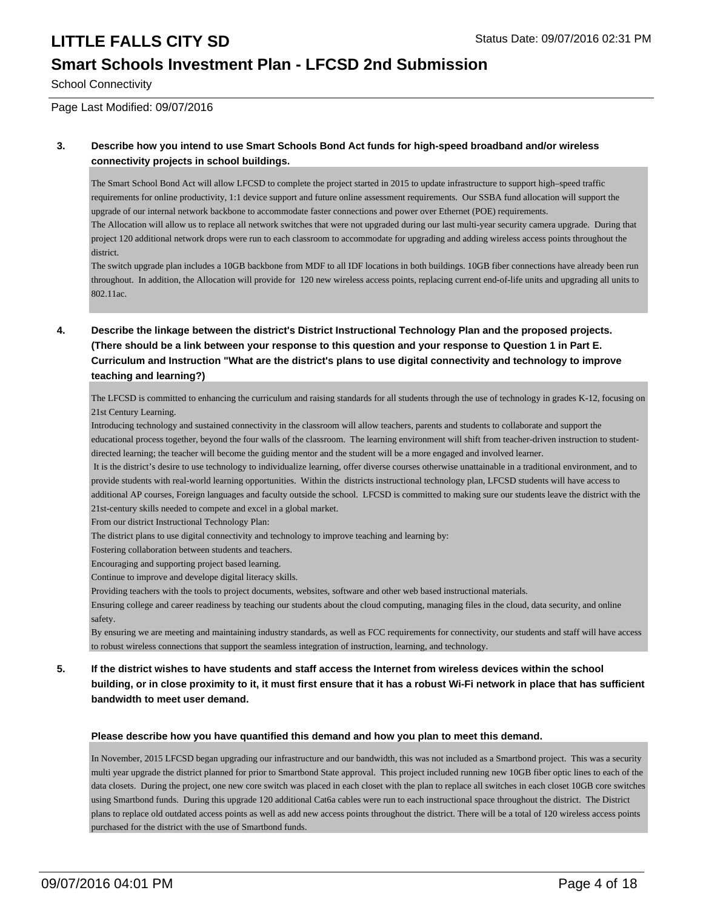**3. Describe how you intend to use Smart Schools Bond Act funds for high-speed broadband and/or wireless connectivity projects in school buildings.**

The Smart School Bond Act will allow LFCSD to complete the project started in 2015 to update infrastructure to support high–speed traffic requirements for online productivity, 1:1 device support and future online assessment requirements. Our SSBA fund allocation will support the upgrade of our internal network backbone to accommodate faster connections and power over Ethernet (POE) requirements.
The Allocation will allow us to replace all network switches that were not upgraded during our last multi-year security camera upgrade. During that project 120 additional network drops were run to each classroom to accommodate for upgrading and adding wireless access points throughout the district.
The switch upgrade plan includes a 10GB backbone from MDF to all IDF locations in both buildings. 10GB fiber connections have already been run throughout. In addition, the Allocation will provide for 120 new wireless access points, replacing current end-of-life units and upgrading all units to 802.11ac.

**4. Describe the linkage between the district's District Instructional Technology Plan and the proposed projects. (There should be a link between your response to this question and your response to Question 1 in Part E. Curriculum and Instruction "What are the district's plans to use digital connectivity and technology to improve teaching and learning?)**

The LFCSD is committed to enhancing the curriculum and raising standards for all students through the use of technology in grades K-12, focusing on 21st Century Learning.
Introducing technology and sustained connectivity in the classroom will allow teachers, parents and students to collaborate and support the educational process together, beyond the four walls of the classroom. The learning environment will shift from teacher-driven instruction to student-directed learning; the teacher will become the guiding mentor and the student will be a more engaged and involved learner.
It is the district's desire to use technology to individualize learning, offer diverse courses otherwise unattainable in a traditional environment, and to provide students with real-world learning opportunities. Within the districts instructional technology plan, LFCSD students will have access to additional AP courses, Foreign languages and faculty outside the school. LFCSD is committed to making sure our students leave the district with the 21st-century skills needed to compete and excel in a global market.
From our district Instructional Technology Plan:
The district plans to use digital connectivity and technology to improve teaching and learning by:
Fostering collaboration between students and teachers.
Encouraging and supporting project based learning.
Continue to improve and develope digital literacy skills.
Providing teachers with the tools to project documents, websites, software and other web based instructional materials.
Ensuring college and career readiness by teaching our students about the cloud computing, managing files in the cloud, data security, and online safety.
By ensuring we are meeting and maintaining industry standards, as well as FCC requirements for connectivity, our students and staff will have access to robust wireless connections that support the seamless integration of instruction, learning, and technology.

**5. If the district wishes to have students and staff access the Internet from wireless devices within the school building, or in close proximity to it, it must first ensure that it has a robust Wi-Fi network in place that has sufficient bandwidth to meet user demand.**

**Please describe how you have quantified this demand and how you plan to meet this demand.**

In November, 2015 LFCSD began upgrading our infrastructure and our bandwidth, this was not included as a Smartbond project. This was a security multi year upgrade the district planned for prior to Smartbond State approval. This project included running new 10GB fiber optic lines to each of the data closets. During the project, one new core switch was placed in each closet with the plan to replace all switches in each closet 10GB core switches using Smartbond funds. During this upgrade 120 additional Cat6a cables were run to each instructional space throughout the district. The District plans to replace old outdated access points as well as add new access points throughout the district. There will be a total of 120 wireless access points purchased for the district with the use of Smartbond funds.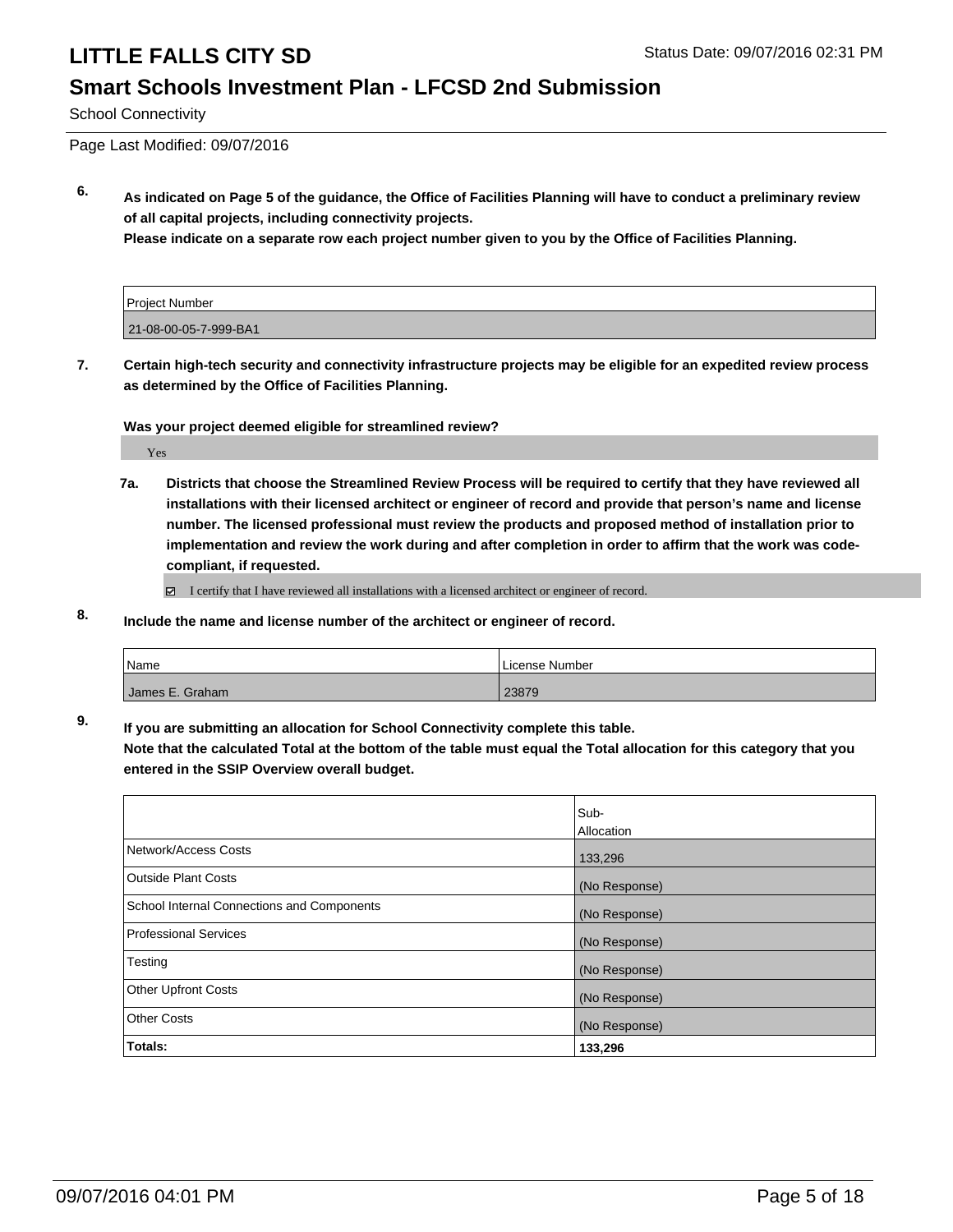# LITTLE FALLS CITY SD

Status Date: 09/07/2016 02:31 PM

## Smart Schools Investment Plan - LFCSD 2nd Submission

School Connectivity

Page Last Modified: 09/07/2016

**6. As indicated on Page 5 of the guidance, the Office of Facilities Planning will have to conduct a preliminary review of all capital projects, including connectivity projects.**
**Please indicate on a separate row each project number given to you by the Office of Facilities Planning.**

| Project Number |
|---|
| 21-08-00-05-7-999-BA1 |

**7. Certain high-tech security and connectivity infrastructure projects may be eligible for an expedited review process as determined by the Office of Facilities Planning.**

**Was your project deemed eligible for streamlined review?**

Yes

**7a. Districts that choose the Streamlined Review Process will be required to certify that they have reviewed all installations with their licensed architect or engineer of record and provide that person's name and license number. The licensed professional must review the products and proposed method of installation prior to implementation and review the work during and after completion in order to affirm that the work was code-compliant, if requested.**

☑ I certify that I have reviewed all installations with a licensed architect or engineer of record.

**8. Include the name and license number of the architect or engineer of record.**

| Name | License Number |
|---|---|
| James E. Graham | 23879 |

**9. If you are submitting an allocation for School Connectivity complete this table.**
**Note that the calculated Total at the bottom of the table must equal the Total allocation for this category that you entered in the SSIP Overview overall budget.**

| | Sub-Allocation |
|---|---|
| Network/Access Costs | 133,296 |
| Outside Plant Costs | (No Response) |
| School Internal Connections and Components | (No Response) |
| Professional Services | (No Response) |
| Testing | (No Response) |
| Other Upfront Costs | (No Response) |
| Other Costs | (No Response) |
| **Totals:** | **133,296** |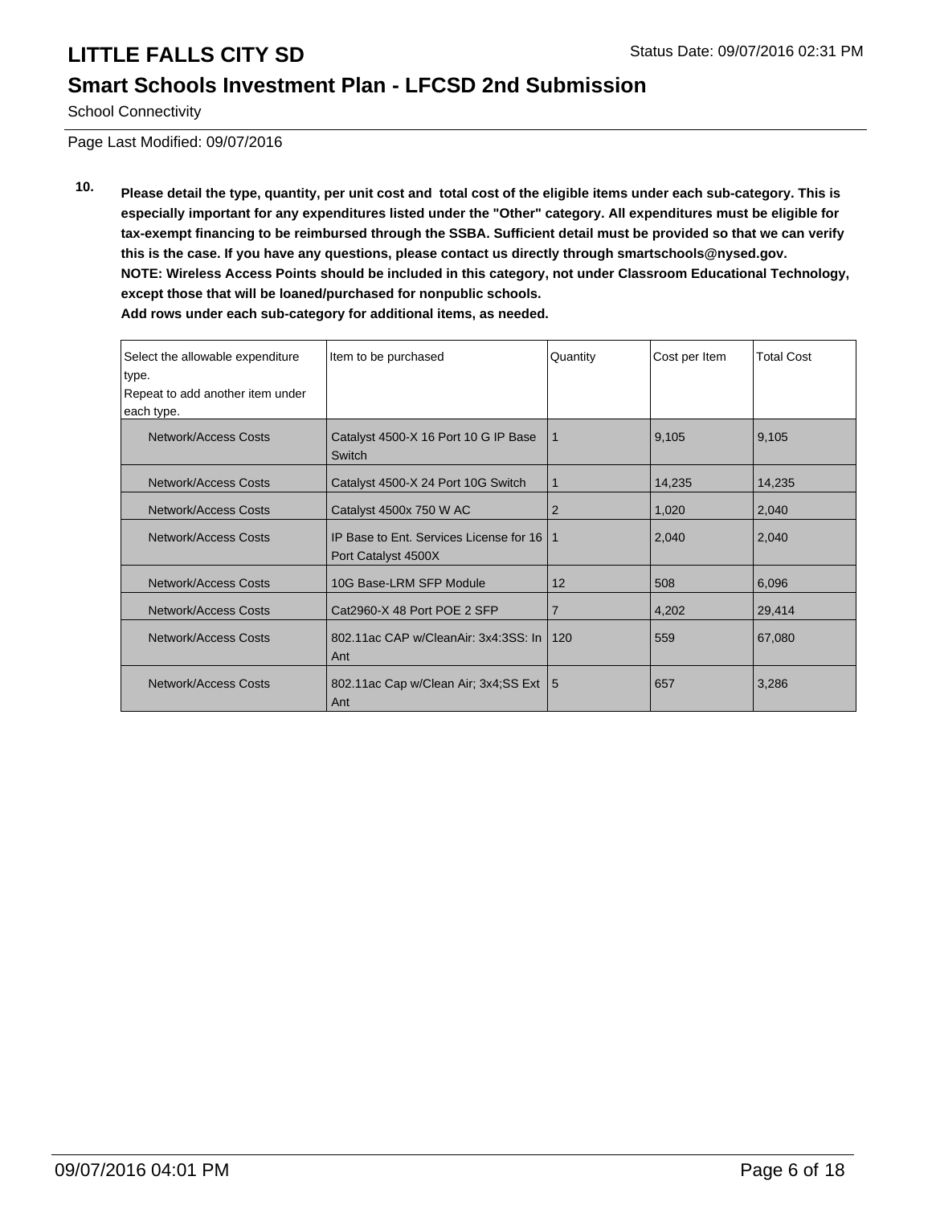# LITTLE FALLS CITY SD

Status Date: 09/07/2016 02:31 PM

## Smart Schools Investment Plan - LFCSD 2nd Submission

School Connectivity

Page Last Modified: 09/07/2016

**10. Please detail the type, quantity, per unit cost and total cost of the eligible items under each sub-category. This is especially important for any expenditures listed under the "Other" category. All expenditures must be eligible for tax-exempt financing to be reimbursed through the SSBA. Sufficient detail must be provided so that we can verify this is the case. If you have any questions, please contact us directly through smartschools@nysed.gov.**
**NOTE: Wireless Access Points should be included in this category, not under Classroom Educational Technology, except those that will be loaned/purchased for nonpublic schools.**
**Add rows under each sub-category for additional items, as needed.**

| Select the allowable expenditure type. Repeat to add another item under each type. | Item to be purchased | Quantity | Cost per Item | Total Cost |
|---|---|---|---|---|
| Network/Access Costs | Catalyst 4500-X 16 Port 10 G IP Base Switch | 1 | 9,105 | 9,105 |
| Network/Access Costs | Catalyst 4500-X 24 Port 10G Switch | 1 | 14,235 | 14,235 |
| Network/Access Costs | Catalyst 4500x 750 W AC | 2 | 1,020 | 2,040 |
| Network/Access Costs | IP Base to Ent. Services License for 16 Port Catalyst 4500X | 1 | 2,040 | 2,040 |
| Network/Access Costs | 10G Base-LRM SFP Module | 12 | 508 | 6,096 |
| Network/Access Costs | Cat2960-X 48 Port POE 2 SFP | 7 | 4,202 | 29,414 |
| Network/Access Costs | 802.11ac CAP w/CleanAir: 3x4:3SS: In Ant | 120 | 559 | 67,080 |
| Network/Access Costs | 802.11ac Cap w/Clean Air; 3x4;SS Ext Ant | 5 | 657 | 3,286 |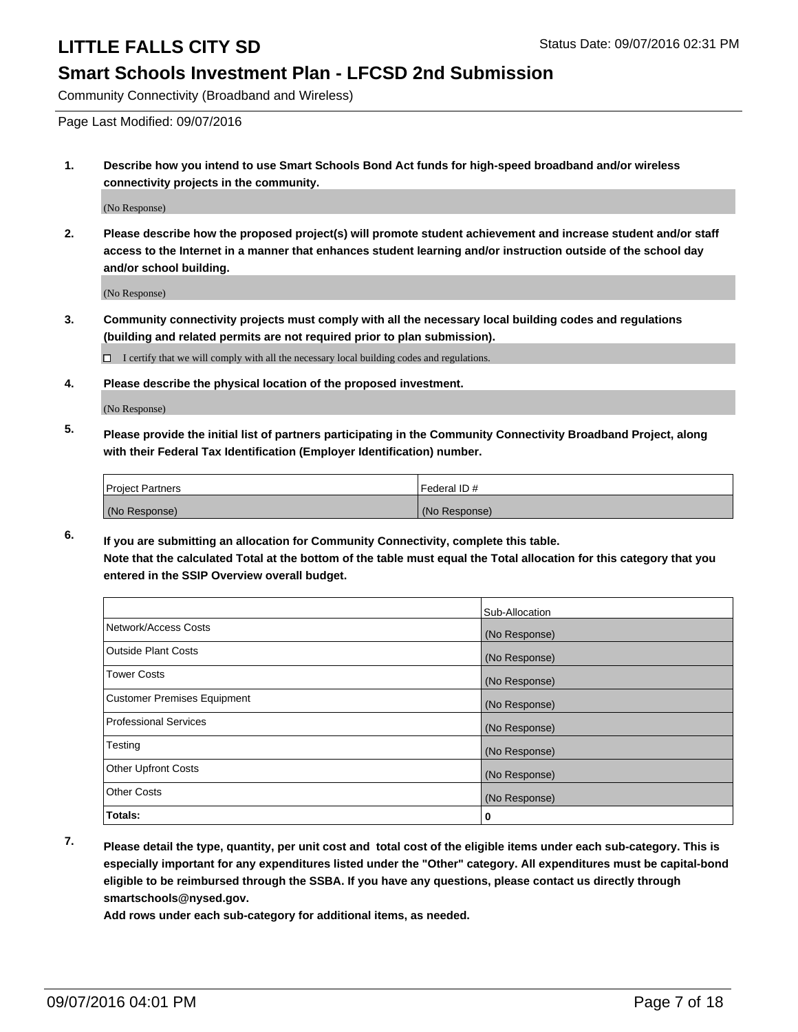# LITTLE FALLS CITY SD

Status Date: 09/07/2016 02:31 PM

## Smart Schools Investment Plan - LFCSD 2nd Submission

Community Connectivity (Broadband and Wireless)

Page Last Modified: 09/07/2016

1. **Describe how you intend to use Smart Schools Bond Act funds for high-speed broadband and/or wireless connectivity projects in the community.**

   (No Response)

2. **Please describe how the proposed project(s) will promote student achievement and increase student and/or staff access to the Internet in a manner that enhances student learning and/or instruction outside of the school day and/or school building.**

   (No Response)

3. **Community connectivity projects must comply with all the necessary local building codes and regulations (building and related permits are not required prior to plan submission).**

   ☐ I certify that we will comply with all the necessary local building codes and regulations.

4. **Please describe the physical location of the proposed investment.**

   (No Response)

5. **Please provide the initial list of partners participating in the Community Connectivity Broadband Project, along with their Federal Tax Identification (Employer Identification) number.**

| Project Partners | Federal ID # |
|---|---|
| (No Response) | (No Response) |

6. **If you are submitting an allocation for Community Connectivity, complete this table. Note that the calculated Total at the bottom of the table must equal the Total allocation for this category that you entered in the SSIP Overview overall budget.**

| | Sub-Allocation |
|---|---|
| Network/Access Costs | (No Response) |
| Outside Plant Costs | (No Response) |
| Tower Costs | (No Response) |
| Customer Premises Equipment | (No Response) |
| Professional Services | (No Response) |
| Testing | (No Response) |
| Other Upfront Costs | (No Response) |
| Other Costs | (No Response) |
| **Totals:** | **0** |

7. **Please detail the type, quantity, per unit cost and total cost of the eligible items under each sub-category. This is especially important for any expenditures listed under the "Other" category. All expenditures must be capital-bond eligible to be reimbursed through the SSBA. If you have any questions, please contact us directly through smartschools@nysed.gov.**

   **Add rows under each sub-category for additional items, as needed.**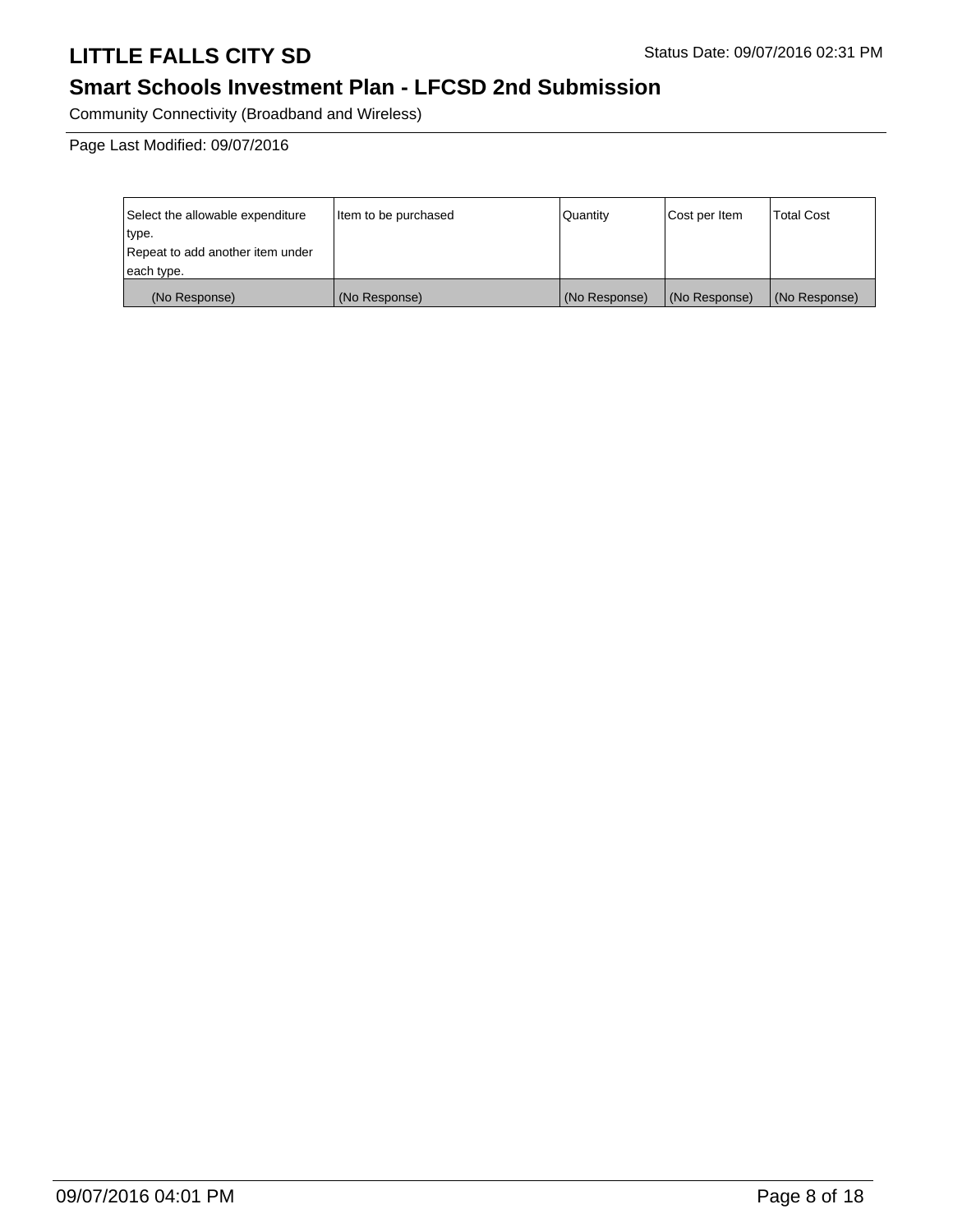Community Connectivity (Broadband and Wireless)

Page Last Modified: 09/07/2016

| Select the allowable expenditure type.<br>Repeat to add another item under each type. | Item to be purchased | Quantity | Cost per Item | Total Cost |
|---|---|---|---|---|
| (No Response) | (No Response) | (No Response) | (No Response) | (No Response) |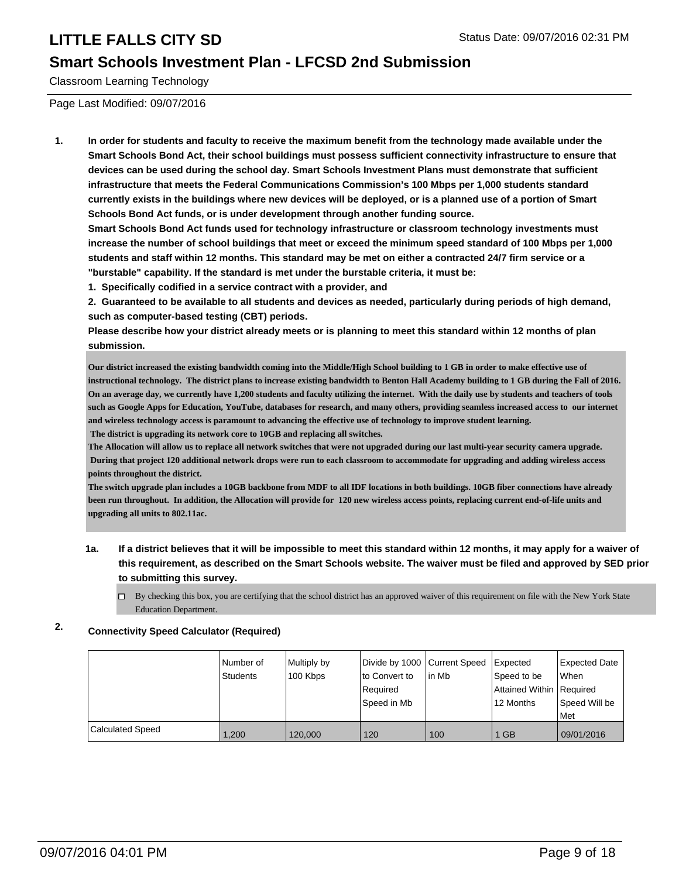# LITTLE FALLS CITY SD

## Smart Schools Investment Plan - LFCSD 2nd Submission

Classroom Learning Technology

Page Last Modified: 09/07/2016

**1. In order for students and faculty to receive the maximum benefit from the technology made available under the Smart Schools Bond Act, their school buildings must possess sufficient connectivity infrastructure to ensure that devices can be used during the school day. Smart Schools Investment Plans must demonstrate that sufficient infrastructure that meets the Federal Communications Commission's 100 Mbps per 1,000 students standard currently exists in the buildings where new devices will be deployed, or is a planned use of a portion of Smart Schools Bond Act funds, or is under development through another funding source.**

**Smart Schools Bond Act funds used for technology infrastructure or classroom technology investments must increase the number of school buildings that meet or exceed the minimum speed standard of 100 Mbps per 1,000 students and staff within 12 months. This standard may be met on either a contracted 24/7 firm service or a "burstable" capability. If the standard is met under the burstable criteria, it must be:**

**1. Specifically codified in a service contract with a provider, and**

**2. Guaranteed to be available to all students and devices as needed, particularly during periods of high demand, such as computer-based testing (CBT) periods.**

**Please describe how your district already meets or is planning to meet this standard within 12 months of plan submission.**

**Our district increased the existing bandwidth coming into the Middle/High School building to 1 GB in order to make effective use of instructional technology. The district plans to increase existing bandwidth to Benton Hall Academy building to 1 GB during the Fall of 2016. On an average day, we currently have 1,200 students and faculty utilizing the internet. With the daily use by students and teachers of tools such as Google Apps for Education, YouTube, databases for research, and many others, providing seamless increased access to our internet and wireless technology access is paramount to advancing the effective use of technology to improve student learning.**
**The district is upgrading its network core to 10GB and replacing all switches.**
**The Allocation will allow us to replace all network switches that were not upgraded during our last multi-year security camera upgrade. During that project 120 additional network drops were run to each classroom to accommodate for upgrading and adding wireless access points throughout the district.**
**The switch upgrade plan includes a 10GB backbone from MDF to all IDF locations in both buildings. 10GB fiber connections have already been run throughout. In addition, the Allocation will provide for 120 new wireless access points, replacing current end-of-life units and upgrading all units to 802.11ac.**

**1a. If a district believes that it will be impossible to meet this standard within 12 months, it may apply for a waiver of this requirement, as described on the Smart Schools website. The waiver must be filed and approved by SED prior to submitting this survey.**

- ☐ By checking this box, you are certifying that the school district has an approved waiver of this requirement on file with the New York State Education Department.

**2. Connectivity Speed Calculator (Required)**

| | Number of Students | Multiply by 100 Kbps | Divide by 1000 to Convert to Required Speed in Mb | Current Speed in Mb | Expected Speed to be Attained Within 12 Months | Expected Date When Required Speed Will be Met |
|---|---|---|---|---|---|---|
| Calculated Speed | 1,200 | 120,000 | 120 | 100 | 1 GB | 09/01/2016 |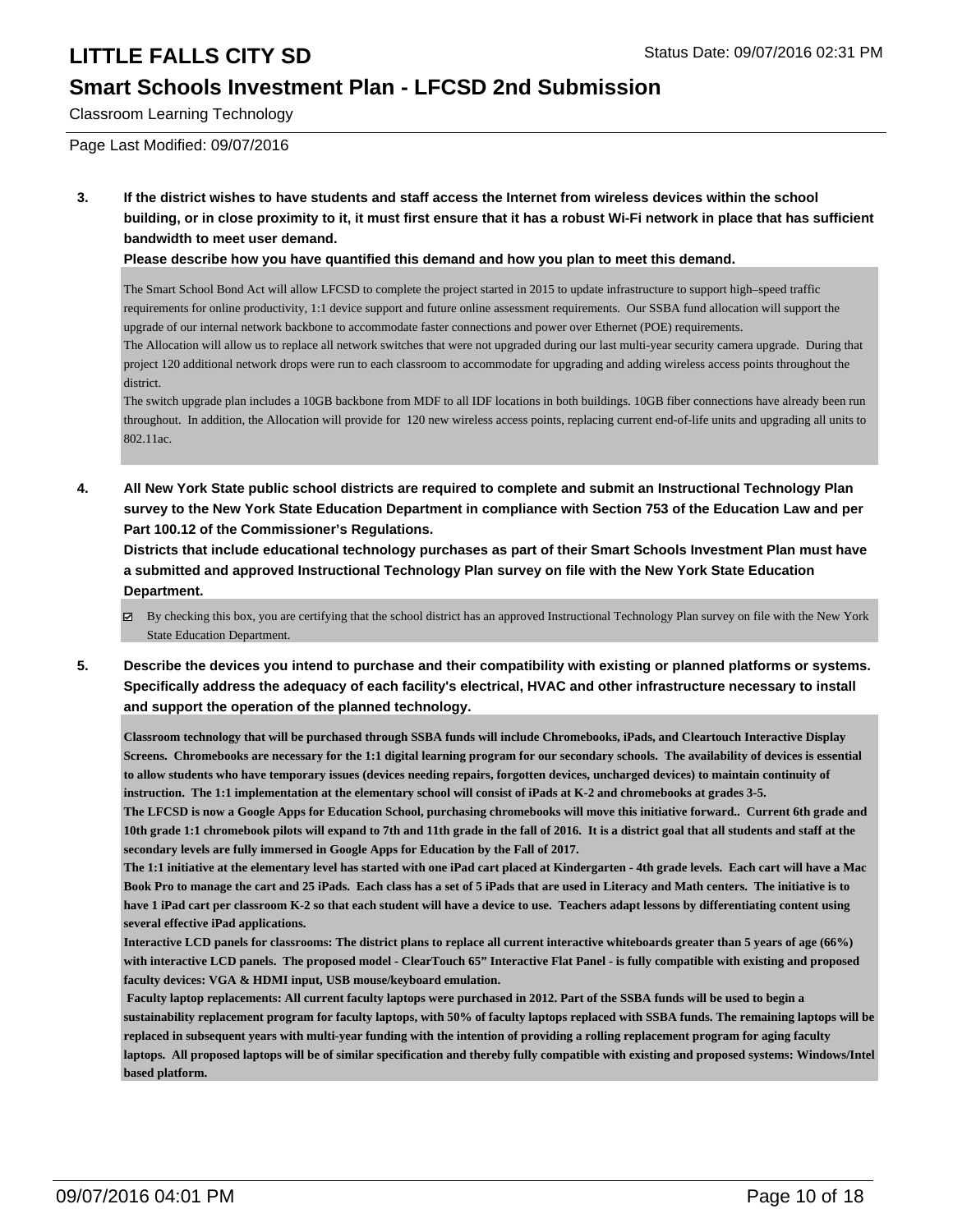# LITTLE FALLS CITY SD

Status Date: 09/07/2016 02:31 PM

## Smart Schools Investment Plan - LFCSD 2nd Submission

Classroom Learning Technology

Page Last Modified: 09/07/2016

**3. If the district wishes to have students and staff access the Internet from wireless devices within the school building, or in close proximity to it, it must first ensure that it has a robust Wi-Fi network in place that has sufficient bandwidth to meet user demand.**

**Please describe how you have quantified this demand and how you plan to meet this demand.**

The Smart School Bond Act will allow LFCSD to complete the project started in 2015 to update infrastructure to support high–speed traffic requirements for online productivity, 1:1 device support and future online assessment requirements. Our SSBA fund allocation will support the upgrade of our internal network backbone to accommodate faster connections and power over Ethernet (POE) requirements.
The Allocation will allow us to replace all network switches that were not upgraded during our last multi-year security camera upgrade. During that project 120 additional network drops were run to each classroom to accommodate for upgrading and adding wireless access points throughout the district.
The switch upgrade plan includes a 10GB backbone from MDF to all IDF locations in both buildings. 10GB fiber connections have already been run throughout. In addition, the Allocation will provide for 120 new wireless access points, replacing current end-of-life units and upgrading all units to 802.11ac.

**4. All New York State public school districts are required to complete and submit an Instructional Technology Plan survey to the New York State Education Department in compliance with Section 753 of the Education Law and per Part 100.12 of the Commissioner's Regulations.**

**Districts that include educational technology purchases as part of their Smart Schools Investment Plan must have a submitted and approved Instructional Technology Plan survey on file with the New York State Education Department.**

☑ By checking this box, you are certifying that the school district has an approved Instructional Technology Plan survey on file with the New York State Education Department.

**5. Describe the devices you intend to purchase and their compatibility with existing or planned platforms or systems. Specifically address the adequacy of each facility's electrical, HVAC and other infrastructure necessary to install and support the operation of the planned technology.**

**Classroom technology that will be purchased through SSBA funds will include Chromebooks, iPads, and Cleartouch Interactive Display Screens. Chromebooks are necessary for the 1:1 digital learning program for our secondary schools. The availability of devices is essential to allow students who have temporary issues (devices needing repairs, forgotten devices, uncharged devices) to maintain continuity of instruction. The 1:1 implementation at the elementary school will consist of iPads at K-2 and chromebooks at grades 3-5.**
**The LFCSD is now a Google Apps for Education School, purchasing chromebooks will move this initiative forward.. Current 6th grade and 10th grade 1:1 chromebook pilots will expand to 7th and 11th grade in the fall of 2016. It is a district goal that all students and staff at the secondary levels are fully immersed in Google Apps for Education by the Fall of 2017.**
**The 1:1 initiative at the elementary level has started with one iPad cart placed at Kindergarten - 4th grade levels. Each cart will have a Mac Book Pro to manage the cart and 25 iPads. Each class has a set of 5 iPads that are used in Literacy and Math centers. The initiative is to have 1 iPad cart per classroom K-2 so that each student will have a device to use. Teachers adapt lessons by differentiating content using several effective iPad applications.**
**Interactive LCD panels for classrooms: The district plans to replace all current interactive whiteboards greater than 5 years of age (66%) with interactive LCD panels. The proposed model - ClearTouch 65" Interactive Flat Panel - is fully compatible with existing and proposed faculty devices: VGA & HDMI input, USB mouse/keyboard emulation.**
**Faculty laptop replacements: All current faculty laptops were purchased in 2012. Part of the SSBA funds will be used to begin a sustainability replacement program for faculty laptops, with 50% of faculty laptops replaced with SSBA funds. The remaining laptops will be replaced in subsequent years with multi-year funding with the intention of providing a rolling replacement program for aging faculty laptops. All proposed laptops will be of similar specification and thereby fully compatible with existing and proposed systems: Windows/Intel based platform.**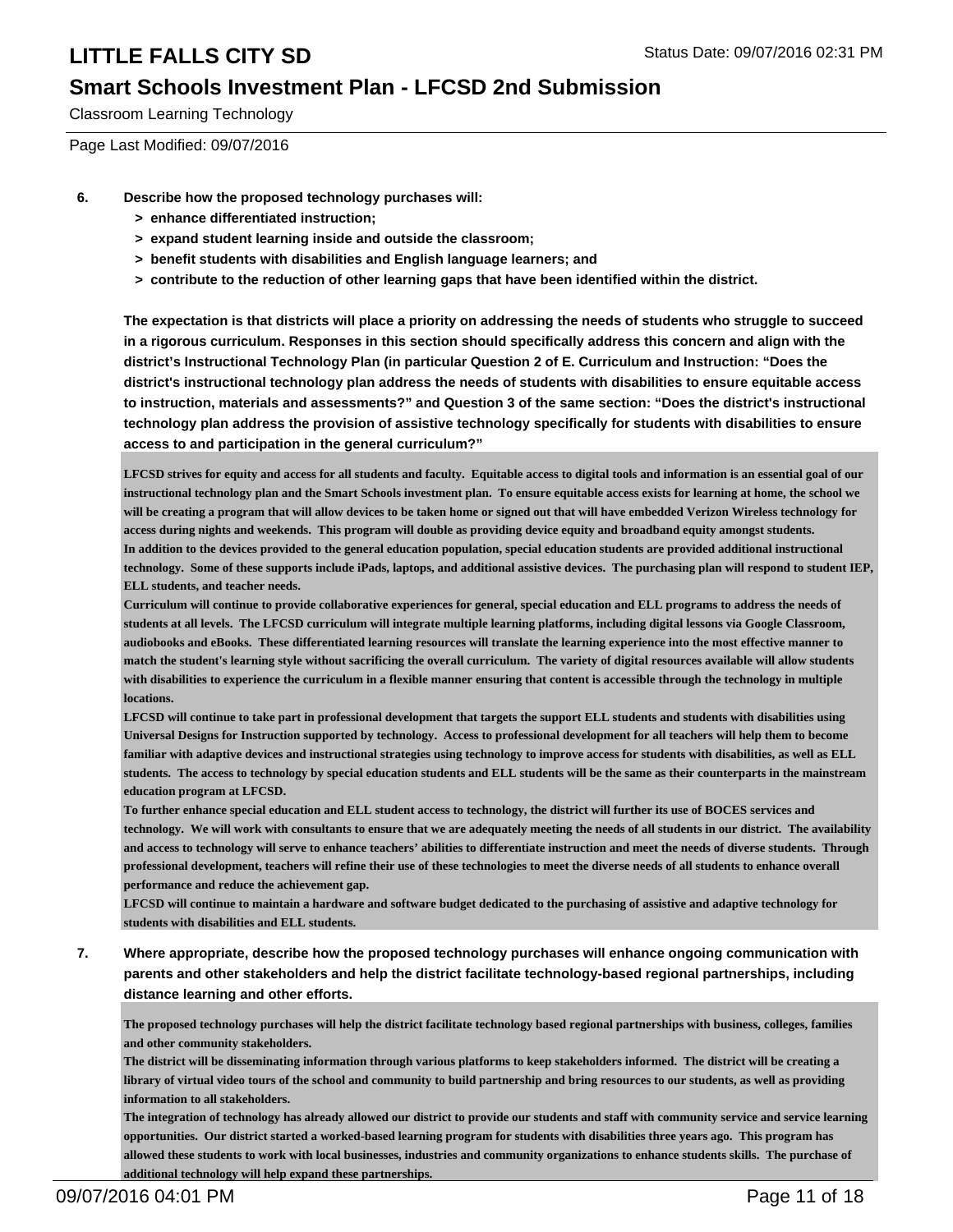6. **Describe how the proposed technology purchases will:**
   - **> enhance differentiated instruction;**
   - **> expand student learning inside and outside the classroom;**
   - **> benefit students with disabilities and English language learners; and**
   - **> contribute to the reduction of other learning gaps that have been identified within the district.**

   **The expectation is that districts will place a priority on addressing the needs of students who struggle to succeed in a rigorous curriculum. Responses in this section should specifically address this concern and align with the district's Instructional Technology Plan (in particular Question 2 of E. Curriculum and Instruction: "Does the district's instructional technology plan address the needs of students with disabilities to ensure equitable access to instruction, materials and assessments?" and Question 3 of the same section: "Does the district's instructional technology plan address the provision of assistive technology specifically for students with disabilities to ensure access to and participation in the general curriculum?"**

   LFCSD strives for equity and access for all students and faculty. Equitable access to digital tools and information is an essential goal of our instructional technology plan and the Smart Schools investment plan. To ensure equitable access exists for learning at home, the school we will be creating a program that will allow devices to be taken home or signed out that will have embedded Verizon Wireless technology for access during nights and weekends. This program will double as providing device equity and broadband equity amongst students.
   In addition to the devices provided to the general education population, special education students are provided additional instructional technology. Some of these supports include iPads, laptops, and additional assistive devices. The purchasing plan will respond to student IEP, ELL students, and teacher needs.
   Curriculum will continue to provide collaborative experiences for general, special education and ELL programs to address the needs of students at all levels. The LFCSD curriculum will integrate multiple learning platforms, including digital lessons via Google Classroom, audiobooks and eBooks. These differentiated learning resources will translate the learning experience into the most effective manner to match the student's learning style without sacrificing the overall curriculum. The variety of digital resources available will allow students with disabilities to experience the curriculum in a flexible manner ensuring that content is accessible through the technology in multiple locations.
   LFCSD will continue to take part in professional development that targets the support ELL students and students with disabilities using Universal Designs for Instruction supported by technology. Access to professional development for all teachers will help them to become familiar with adaptive devices and instructional strategies using technology to improve access for students with disabilities, as well as ELL students. The access to technology by special education students and ELL students will be the same as their counterparts in the mainstream education program at LFCSD.
   To further enhance special education and ELL student access to technology, the district will further its use of BOCES services and technology. We will work with consultants to ensure that we are adequately meeting the needs of all students in our district. The availability and access to technology will serve to enhance teachers' abilities to differentiate instruction and meet the needs of diverse students. Through professional development, teachers will refine their use of these technologies to meet the diverse needs of all students to enhance overall performance and reduce the achievement gap.
   LFCSD will continue to maintain a hardware and software budget dedicated to the purchasing of assistive and adaptive technology for students with disabilities and ELL students.

7. **Where appropriate, describe how the proposed technology purchases will enhance ongoing communication with parents and other stakeholders and help the district facilitate technology-based regional partnerships, including distance learning and other efforts.**

   The proposed technology purchases will help the district facilitate technology based regional partnerships with business, colleges, families and other community stakeholders.
   The district will be disseminating information through various platforms to keep stakeholders informed. The district will be creating a library of virtual video tours of the school and community to build partnership and bring resources to our students, as well as providing information to all stakeholders.
   The integration of technology has already allowed our district to provide our students and staff with community service and service learning opportunities. Our district started a worked-based learning program for students with disabilities three years ago. This program has allowed these students to work with local businesses, industries and community organizations to enhance students skills. The purchase of additional technology will help expand these partnerships.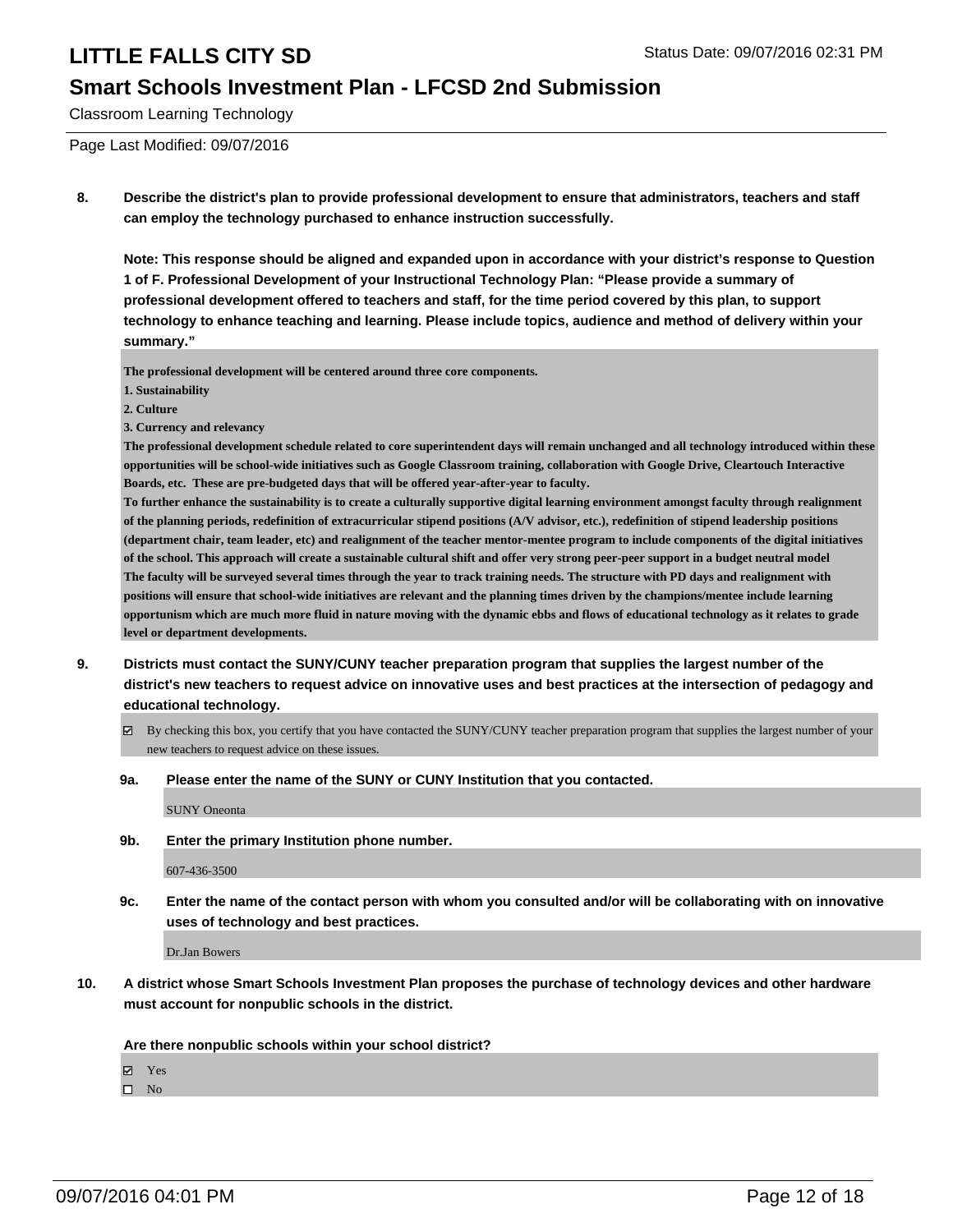**8. Describe the district's plan to provide professional development to ensure that administrators, teachers and staff can employ the technology purchased to enhance instruction successfully.**

**Note: This response should be aligned and expanded upon in accordance with your district's response to Question 1 of F. Professional Development of your Instructional Technology Plan: "Please provide a summary of professional development offered to teachers and staff, for the time period covered by this plan, to support technology to enhance teaching and learning. Please include topics, audience and method of delivery within your summary."**

**The professional development will be centered around three core components.**

**1. Sustainability**

**2. Culture**

**3. Currency and relevancy**

**The professional development schedule related to core superintendent days will remain unchanged and all technology introduced within these opportunities will be school-wide initiatives such as Google Classroom training, collaboration with Google Drive, Cleartouch Interactive Boards, etc. These are pre-budgeted days that will be offered year-after-year to faculty.**

**To further enhance the sustainability is to create a culturally supportive digital learning environment amongst faculty through realignment of the planning periods, redefinition of extracurricular stipend positions (A/V advisor, etc.), redefinition of stipend leadership positions (department chair, team leader, etc) and realignment of the teacher mentor-mentee program to include components of the digital initiatives of the school. This approach will create a sustainable cultural shift and offer very strong peer-peer support in a budget neutral model**

**The faculty will be surveyed several times through the year to track training needs. The structure with PD days and realignment with positions will ensure that school-wide initiatives are relevant and the planning times driven by the champions/mentee include learning opportunism which are much more fluid in nature moving with the dynamic ebbs and flows of educational technology as it relates to grade level or department developments.**

**9. Districts must contact the SUNY/CUNY teacher preparation program that supplies the largest number of the district's new teachers to request advice on innovative uses and best practices at the intersection of pedagogy and educational technology.**

☑ By checking this box, you certify that you have contacted the SUNY/CUNY teacher preparation program that supplies the largest number of your new teachers to request advice on these issues.

**9a. Please enter the name of the SUNY or CUNY Institution that you contacted.**

SUNY Oneonta

**9b. Enter the primary Institution phone number.**

607-436-3500

**9c. Enter the name of the contact person with whom you consulted and/or will be collaborating with on innovative uses of technology and best practices.**

Dr.Jan Bowers

**10. A district whose Smart Schools Investment Plan proposes the purchase of technology devices and other hardware must account for nonpublic schools in the district.**

**Are there nonpublic schools within your school district?**

☑ Yes

☐ No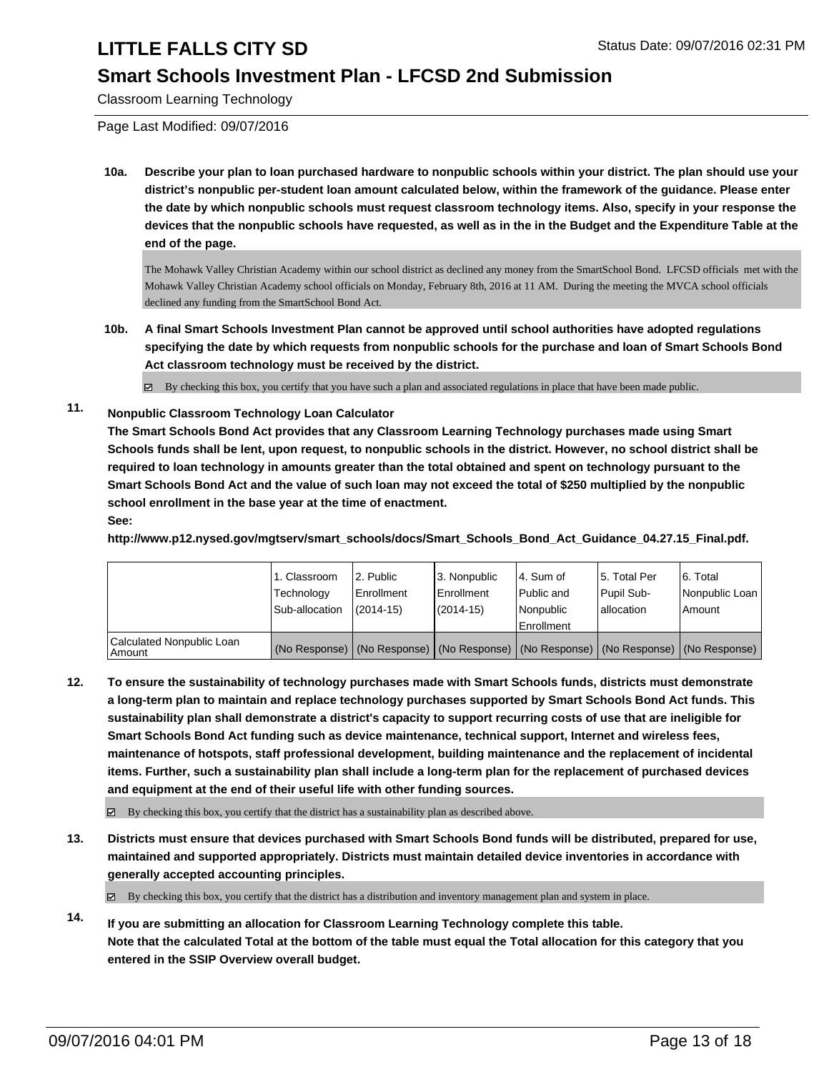# LITTLE FALLS CITY SD

## Smart Schools Investment Plan - LFCSD 2nd Submission

Classroom Learning Technology

Page Last Modified: 09/07/2016

**10a. Describe your plan to loan purchased hardware to nonpublic schools within your district. The plan should use your district's nonpublic per-student loan amount calculated below, within the framework of the guidance. Please enter the date by which nonpublic schools must request classroom technology items. Also, specify in your response the devices that the nonpublic schools have requested, as well as in the in the Budget and the Expenditure Table at the end of the page.**

The Mohawk Valley Christian Academy within our school district as declined any money from the SmartSchool Bond. LFCSD officials met with the Mohawk Valley Christian Academy school officials on Monday, February 8th, 2016 at 11 AM. During the meeting the MVCA school officials declined any funding from the SmartSchool Bond Act.

**10b. A final Smart Schools Investment Plan cannot be approved until school authorities have adopted regulations specifying the date by which requests from nonpublic schools for the purchase and loan of Smart Schools Bond Act classroom technology must be received by the district.**

☑ By checking this box, you certify that you have such a plan and associated regulations in place that have been made public.

**11. Nonpublic Classroom Technology Loan Calculator**

**The Smart Schools Bond Act provides that any Classroom Learning Technology purchases made using Smart Schools funds shall be lent, upon request, to nonpublic schools in the district. However, no school district shall be required to loan technology in amounts greater than the total obtained and spent on technology pursuant to the Smart Schools Bond Act and the value of such loan may not exceed the total of $250 multiplied by the nonpublic school enrollment in the base year at the time of enactment.**

**See:**

**http://www.p12.nysed.gov/mgtserv/smart_schools/docs/Smart_Schools_Bond_Act_Guidance_04.27.15_Final.pdf.**

| | 1. Classroom Technology Sub-allocation | 2. Public Enrollment (2014-15) | 3. Nonpublic Enrollment (2014-15) | 4. Sum of Public and Nonpublic Enrollment | 5. Total Per Pupil Sub-allocation | 6. Total Nonpublic Loan Amount |
|---|---|---|---|---|---|---|
| Calculated Nonpublic Loan Amount | (No Response) | (No Response) | (No Response) | (No Response) | (No Response) | (No Response) |

**12. To ensure the sustainability of technology purchases made with Smart Schools funds, districts must demonstrate a long-term plan to maintain and replace technology purchases supported by Smart Schools Bond Act funds. This sustainability plan shall demonstrate a district's capacity to support recurring costs of use that are ineligible for Smart Schools Bond Act funding such as device maintenance, technical support, Internet and wireless fees, maintenance of hotspots, staff professional development, building maintenance and the replacement of incidental items. Further, such a sustainability plan shall include a long-term plan for the replacement of purchased devices and equipment at the end of their useful life with other funding sources.**

☑ By checking this box, you certify that the district has a sustainability plan as described above.

**13. Districts must ensure that devices purchased with Smart Schools Bond funds will be distributed, prepared for use, maintained and supported appropriately. Districts must maintain detailed device inventories in accordance with generally accepted accounting principles.**

☑ By checking this box, you certify that the district has a distribution and inventory management plan and system in place.

**14. If you are submitting an allocation for Classroom Learning Technology complete this table.**
**Note that the calculated Total at the bottom of the table must equal the Total allocation for this category that you entered in the SSIP Overview overall budget.**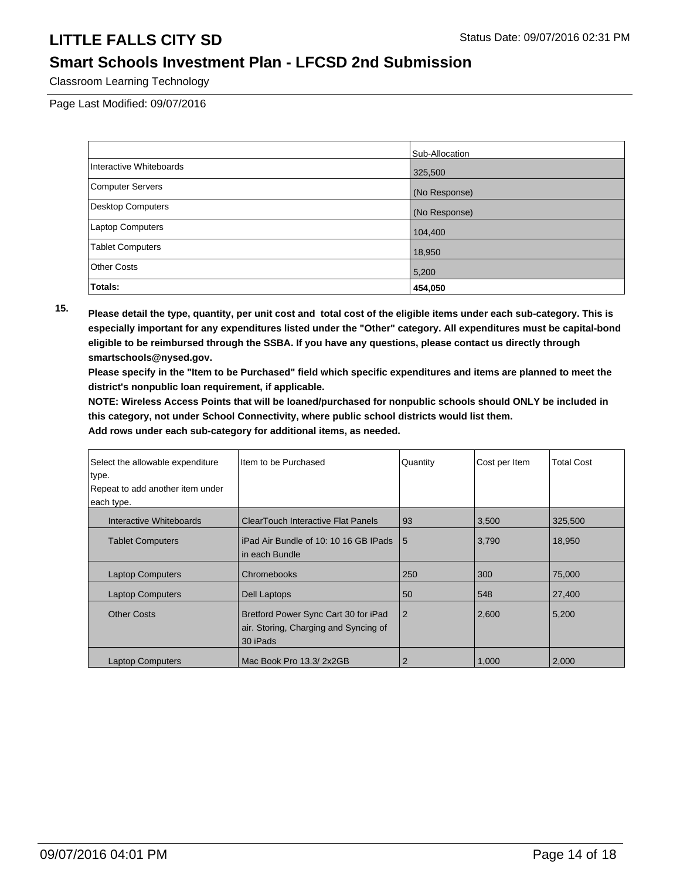|  | Sub-Allocation |
| --- | --- |
| Interactive Whiteboards | 325,500 |
| Computer Servers | (No Response) |
| Desktop Computers | (No Response) |
| Laptop Computers | 104,400 |
| Tablet Computers | 18,950 |
| Other Costs | 5,200 |
| **Totals:** | **454,050** |

**15. Please detail the type, quantity, per unit cost and total cost of the eligible items under each sub-category. This is especially important for any expenditures listed under the "Other" category. All expenditures must be capital-bond eligible to be reimbursed through the SSBA. If you have any questions, please contact us directly through smartschools@nysed.gov.**

**Please specify in the "Item to be Purchased" field which specific expenditures and items are planned to meet the district's nonpublic loan requirement, if applicable.**

**NOTE: Wireless Access Points that will be loaned/purchased for nonpublic schools should ONLY be included in this category, not under School Connectivity, where public school districts would list them.**

**Add rows under each sub-category for additional items, as needed.**

| Select the allowable expenditure type. Repeat to add another item under each type. | Item to be Purchased | Quantity | Cost per Item | Total Cost |
| --- | --- | --- | --- | --- |
| Interactive Whiteboards | ClearTouch Interactive Flat Panels | 93 | 3,500 | 325,500 |
| Tablet Computers | iPad Air Bundle of 10: 10 16 GB IPads in each Bundle | 5 | 3,790 | 18,950 |
| Laptop Computers | Chromebooks | 250 | 300 | 75,000 |
| Laptop Computers | Dell Laptops | 50 | 548 | 27,400 |
| Other Costs | Bretford Power Sync Cart 30 for iPad air. Storing, Charging and Syncing of 30 iPads | 2 | 2,600 | 5,200 |
| Laptop Computers | Mac Book Pro 13.3/ 2x2GB | 2 | 1,000 | 2,000 |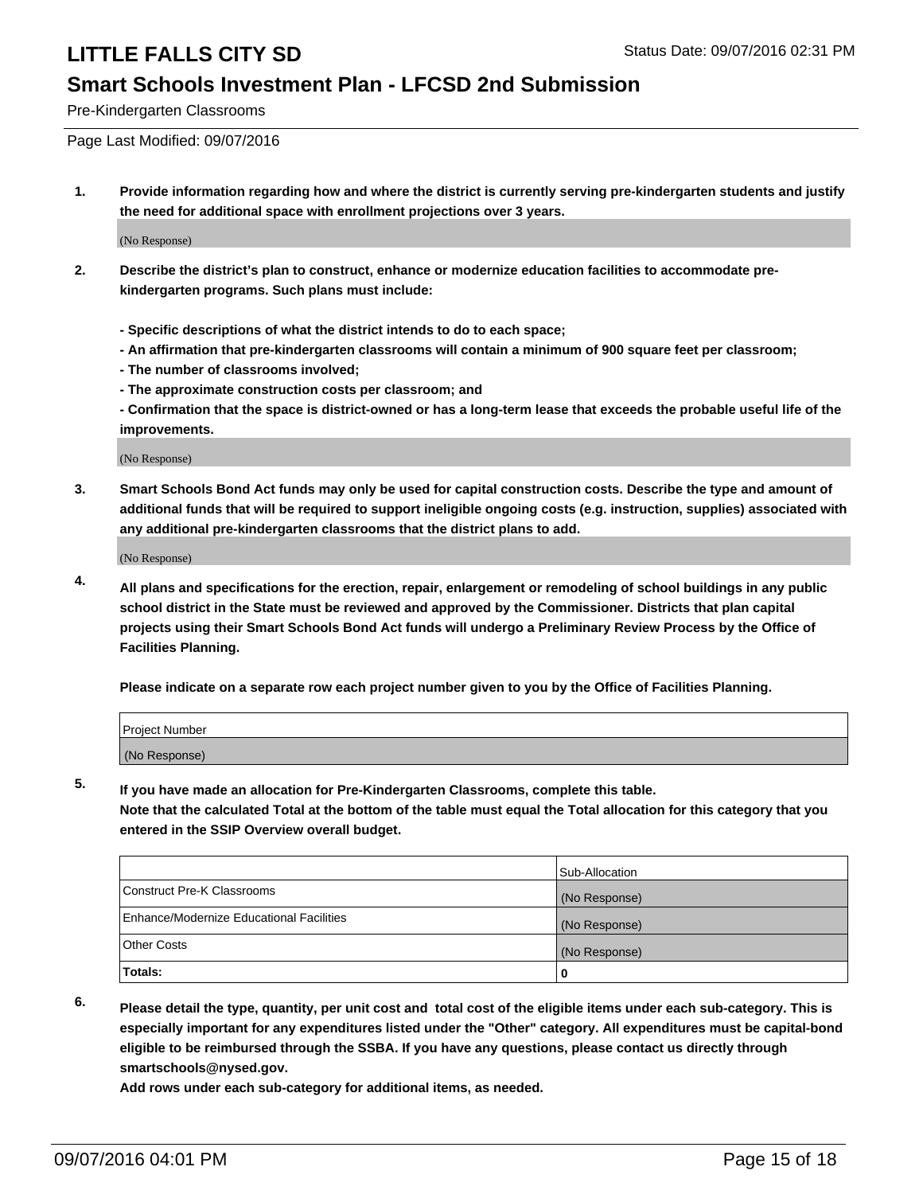## Pre-Kindergarten Classrooms

Page Last Modified: 09/07/2016

**1. Provide information regarding how and where the district is currently serving pre-kindergarten students and justify the need for additional space with enrollment projections over 3 years.**

(No Response)

**2. Describe the district's plan to construct, enhance or modernize education facilities to accommodate pre-kindergarten programs. Such plans must include:**

**- Specific descriptions of what the district intends to do to each space;**
**- An affirmation that pre-kindergarten classrooms will contain a minimum of 900 square feet per classroom;**
**- The number of classrooms involved;**
**- The approximate construction costs per classroom; and**
**- Confirmation that the space is district-owned or has a long-term lease that exceeds the probable useful life of the improvements.**

(No Response)

**3. Smart Schools Bond Act funds may only be used for capital construction costs. Describe the type and amount of additional funds that will be required to support ineligible ongoing costs (e.g. instruction, supplies) associated with any additional pre-kindergarten classrooms that the district plans to add.**

(No Response)

**4. All plans and specifications for the erection, repair, enlargement or remodeling of school buildings in any public school district in the State must be reviewed and approved by the Commissioner. Districts that plan capital projects using their Smart Schools Bond Act funds will undergo a Preliminary Review Process by the Office of Facilities Planning.**

**Please indicate on a separate row each project number given to you by the Office of Facilities Planning.**

| Project Number |
|---|
| (No Response) |

**5. If you have made an allocation for Pre-Kindergarten Classrooms, complete this table. Note that the calculated Total at the bottom of the table must equal the Total allocation for this category that you entered in the SSIP Overview overall budget.**

| | Sub-Allocation |
|---|---|
| Construct Pre-K Classrooms | (No Response) |
| Enhance/Modernize Educational Facilities | (No Response) |
| Other Costs | (No Response) |
| **Totals:** | **0** |

**6. Please detail the type, quantity, per unit cost and total cost of the eligible items under each sub-category. This is especially important for any expenditures listed under the "Other" category. All expenditures must be capital-bond eligible to be reimbursed through the SSBA. If you have any questions, please contact us directly through smartschools@nysed.gov.**
**Add rows under each sub-category for additional items, as needed.**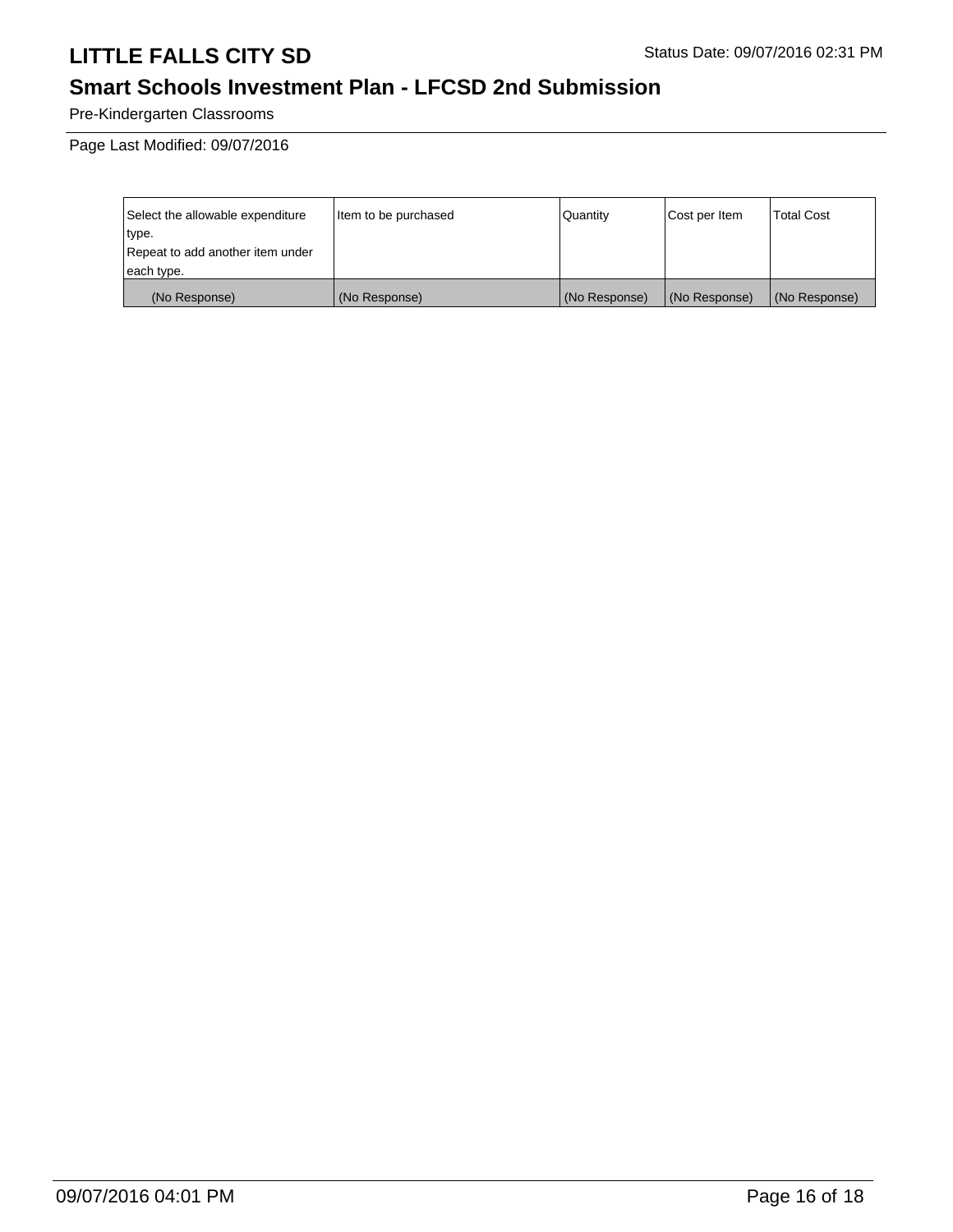Pre-Kindergarten Classrooms

Page Last Modified: 09/07/2016

| Select the allowable expenditure type. Repeat to add another item under each type. | Item to be purchased | Quantity | Cost per Item | Total Cost |
|---|---|---|---|---|
| (No Response) | (No Response) | (No Response) | (No Response) | (No Response) |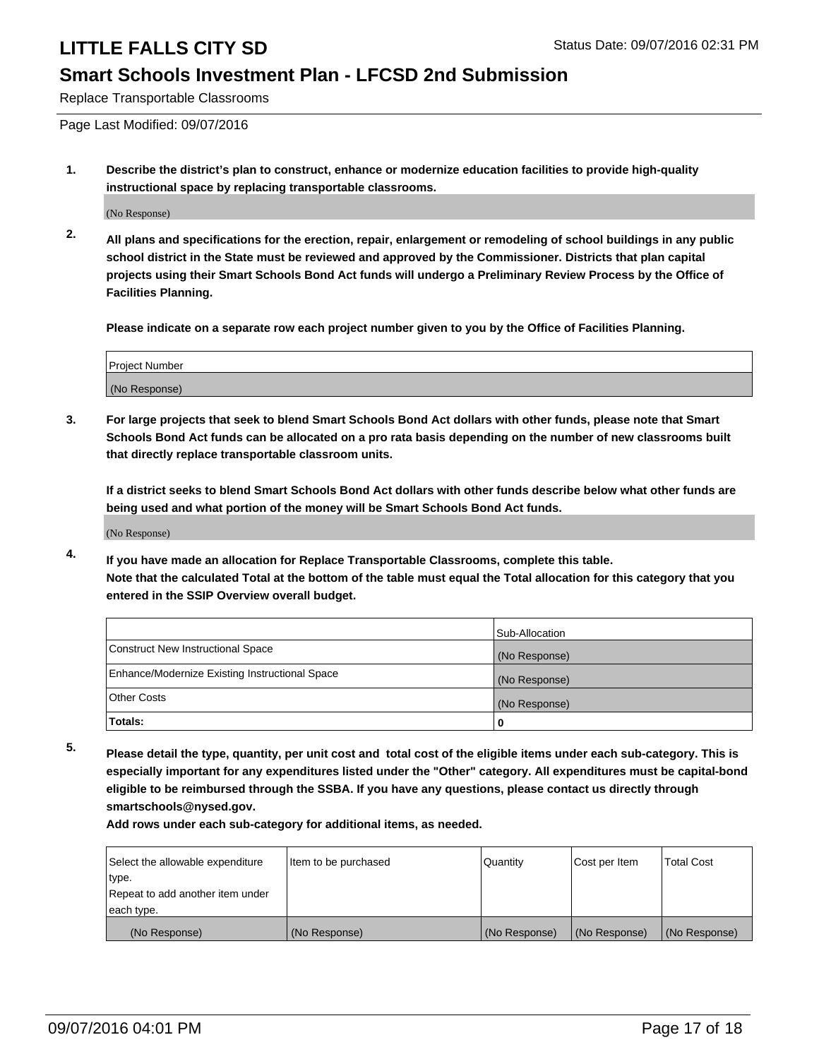# LITTLE FALLS CITY SD

Status Date: 09/07/2016 02:31 PM

## Smart Schools Investment Plan - LFCSD 2nd Submission

Replace Transportable Classrooms

Page Last Modified: 09/07/2016

1. **Describe the district's plan to construct, enhance or modernize education facilities to provide high-quality instructional space by replacing transportable classrooms.**

(No Response)

2. **All plans and specifications for the erection, repair, enlargement or remodeling of school buildings in any public school district in the State must be reviewed and approved by the Commissioner. Districts that plan capital projects using their Smart Schools Bond Act funds will undergo a Preliminary Review Process by the Office of Facilities Planning.**

**Please indicate on a separate row each project number given to you by the Office of Facilities Planning.**

| Project Number |
| --- |
| (No Response) |

3. **For large projects that seek to blend Smart Schools Bond Act dollars with other funds, please note that Smart Schools Bond Act funds can be allocated on a pro rata basis depending on the number of new classrooms built that directly replace transportable classroom units.**

**If a district seeks to blend Smart Schools Bond Act dollars with other funds describe below what other funds are being used and what portion of the money will be Smart Schools Bond Act funds.**

(No Response)

4. **If you have made an allocation for Replace Transportable Classrooms, complete this table.**
**Note that the calculated Total at the bottom of the table must equal the Total allocation for this category that you entered in the SSIP Overview overall budget.**

| | Sub-Allocation |
| --- | --- |
| Construct New Instructional Space | (No Response) |
| Enhance/Modernize Existing Instructional Space | (No Response) |
| Other Costs | (No Response) |
| **Totals:** | **0** |

5. **Please detail the type, quantity, per unit cost and total cost of the eligible items under each sub-category. This is especially important for any expenditures listed under the "Other" category. All expenditures must be capital-bond eligible to be reimbursed through the SSBA. If you have any questions, please contact us directly through smartschools@nysed.gov.**
**Add rows under each sub-category for additional items, as needed.**

| Select the allowable expenditure type. Repeat to add another item under each type. | Item to be purchased | Quantity | Cost per Item | Total Cost |
| --- | --- | --- | --- | --- |
| (No Response) | (No Response) | (No Response) | (No Response) | (No Response) |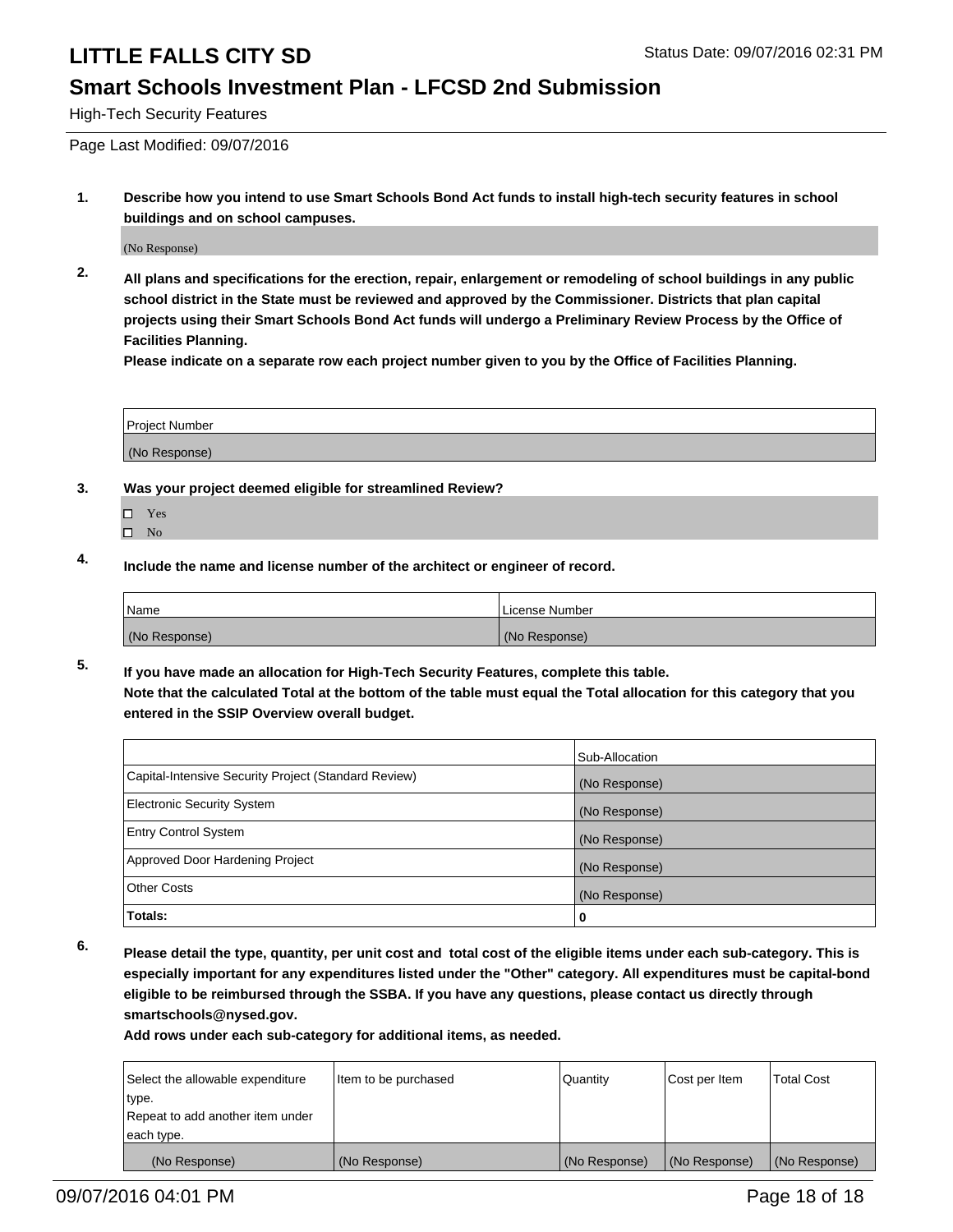# LITTLE FALLS CITY SD

Status Date: 09/07/2016 02:31 PM

## Smart Schools Investment Plan - LFCSD 2nd Submission

High-Tech Security Features

Page Last Modified: 09/07/2016

**1. Describe how you intend to use Smart Schools Bond Act funds to install high-tech security features in school buildings and on school campuses.**

(No Response)

**2. All plans and specifications for the erection, repair, enlargement or remodeling of school buildings in any public school district in the State must be reviewed and approved by the Commissioner. Districts that plan capital projects using their Smart Schools Bond Act funds will undergo a Preliminary Review Process by the Office of Facilities Planning.**
**Please indicate on a separate row each project number given to you by the Office of Facilities Planning.**

| Project Number |
| --- |
| (No Response) |

**3. Was your project deemed eligible for streamlined Review?**

- ☐ Yes
- ☐ No

**4. Include the name and license number of the architect or engineer of record.**

| Name | License Number |
| --- | --- |
| (No Response) | (No Response) |

**5. If you have made an allocation for High-Tech Security Features, complete this table.**
**Note that the calculated Total at the bottom of the table must equal the Total allocation for this category that you entered in the SSIP Overview overall budget.**

| | Sub-Allocation |
| --- | --- |
| Capital-Intensive Security Project (Standard Review) | (No Response) |
| Electronic Security System | (No Response) |
| Entry Control System | (No Response) |
| Approved Door Hardening Project | (No Response) |
| Other Costs | (No Response) |
| **Totals:** | **0** |

**6. Please detail the type, quantity, per unit cost and total cost of the eligible items under each sub-category. This is especially important for any expenditures listed under the "Other" category. All expenditures must be capital-bond eligible to be reimbursed through the SSBA. If you have any questions, please contact us directly through smartschools@nysed.gov.**
**Add rows under each sub-category for additional items, as needed.**

| Select the allowable expenditure type. Repeat to add another item under each type. | Item to be purchased | Quantity | Cost per Item | Total Cost |
| --- | --- | --- | --- | --- |
| (No Response) | (No Response) | (No Response) | (No Response) | (No Response) |